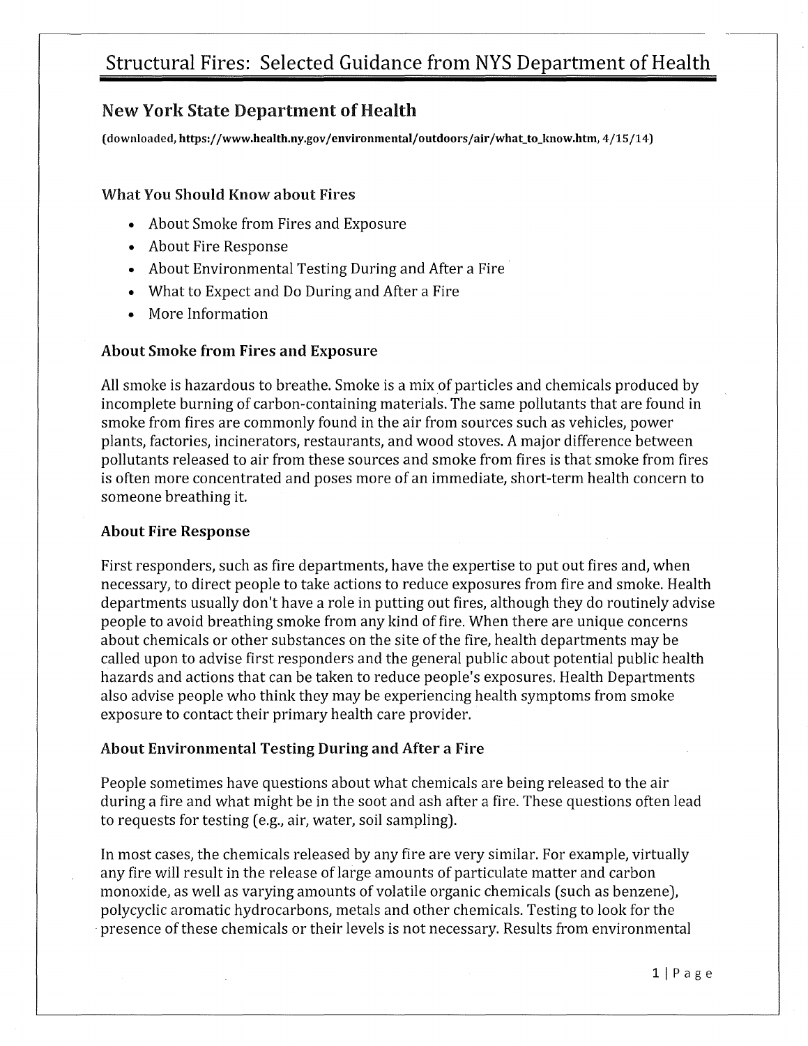# Structural Fires: Selected Guidance from NYS Department of Health

## New York State Department of Health

(downloaded, https://www.health.ny.gov/environmental/outdoors/air/what_to_know.htm, 4/15/14)

### What You Should Know about Fires

- About Smoke from Fires and Exposure
- About Fire Response
- About Environmental Testing During and After a Fire
- What to Expect and Do During and After a Fire
- More Information

### About Smoke from Fires and Exposure

All smoke is hazardous to breathe. Smoke is a mix of particles and chemicals produced by incomplete burning of carbon-containing materials. The same pollutants that are found in smoke from fires are commonly found in the air from sources such as vehicles, power plants, factories, incinerators, restaurants, and wood stoves. A major difference between pollutants released to air from these sources and smoke from fires is that smoke from fires is often more concentrated and poses more of an immediate, short-term health concern to someone breathing it.

### About Fire Response

First responders, such as fire departments, have the expertise to put out fires and, when necessary, to direct people to take actions to reduce exposures from fire and smoke. Health departments usually don't have a role in putting out fires, although they do routinely advise people to avoid breathing smoke from any kind of fire. When there are unique concerns about chemicals or other substances on the site of the fire, health departments may be called upon to advise first responders and the general public about potential public health hazards and actions that can be taken to reduce people's exposures. Health Departments also advise people who think they may be experiencing health symptoms from smoke exposure to contact their primary health care provider.

### About Environmental Testing During and After a Fire

People sometimes have questions about what chemicals are being released to the air during a fire and what might be in the soot and ash after a fire. These questions often lead to requests for testing (e.g., air, water, soil sampling).

In most cases, the chemicals released by any fire are very similar. For example, virtually any fire will result in the release of large amounts of particulate matter and carbon monoxide, as well as varying amounts of volatile organic chemicals (such as benzene), polycyclic aromatic hydrocarbons, metals and other chemicals. Testing to look for the presence of these chemicals or their levels is not necessary. Results from environmental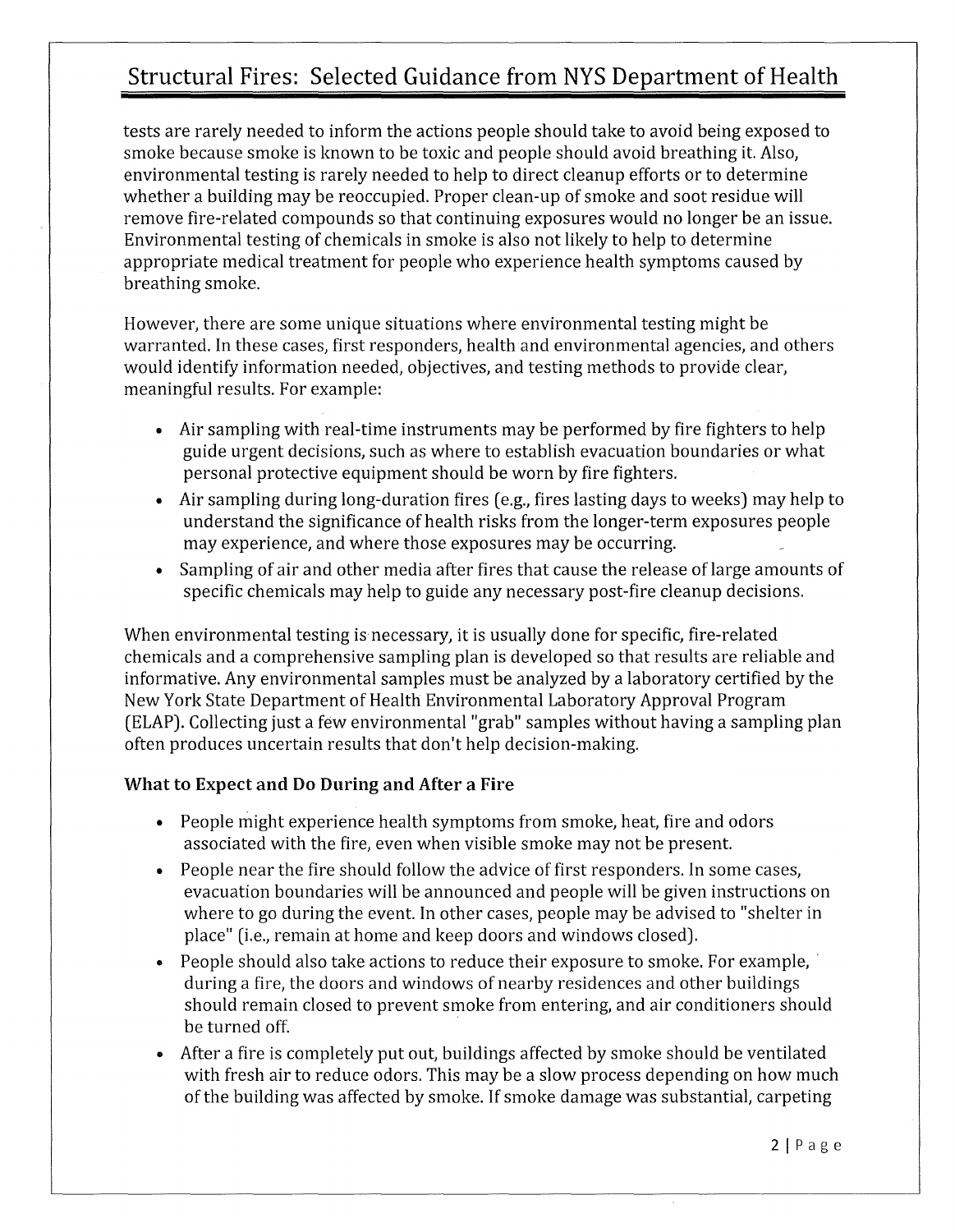tests are rarely needed to inform the actions people should take to avoid being exposed to smoke because smoke is known to be toxic and people should avoid breathing it. Also, environmental testing is rarely needed to help to direct cleanup efforts or to determine whether a building may be reoccupied. Proper clean-up of smoke and soot residue will remove fire-related compounds so that continuing exposures would no longer be an issue. Environmental testing of chemicals in smoke is also not likely to help to determine appropriate medical treatment for people who experience health symptoms caused by breathing smoke.

However, there are some unique situations where environmental testing might be warranted. In these cases, first responders, health and environmental agencies, and others would identify information needed, objectives, and testing methods to provide clear, meaningful results. For example:

- Air sampling with real-time instruments may be performed by fire fighters to help guide urgent decisions, such as where to establish evacuation boundaries or what personal protective equipment should be worn by fire fighters.
- Air sampling during long-duration fires (e.g., fires lasting days to weeks) may help to understand the significance of health risks from the longer-term exposures people may experience, and where those exposures may be occurring.
- Sampling of air and other media after fires that cause the release of large amounts of specific chemicals may help to guide any necessary post-fire cleanup decisions.

When environmental testing is necessary, it is usually done for specific, fire-related chemicals and a comprehensive sampling plan is developed so that results are reliable and informative. Any environmental samples must be analyzed by a laboratory certified by the New York State Department of Health Environmental Laboratory Approval Program (ELAP). Collecting just a few environmental "grab" samples without having a sampling plan often produces uncertain results that don't help decision-making.

**What to Expect and Do During and After a Fire**

- People might experience health symptoms from smoke, heat, fire and odors associated with the fire, even when visible smoke may not be present.
- People near the fire should follow the advice of first responders. In some cases, evacuation boundaries will be announced and people will be given instructions on where to go during the event. In other cases, people may be advised to "shelter in place" (i.e., remain at home and keep doors and windows closed).
- People should also take actions to reduce their exposure to smoke. For example, during a fire, the doors and windows of nearby residences and other buildings should remain closed to prevent smoke from entering, and air conditioners should be turned off.
- After a fire is completely put out, buildings affected by smoke should be ventilated with fresh air to reduce odors. This may be a slow process depending on how much of the building was affected by smoke. If smoke damage was substantial, carpeting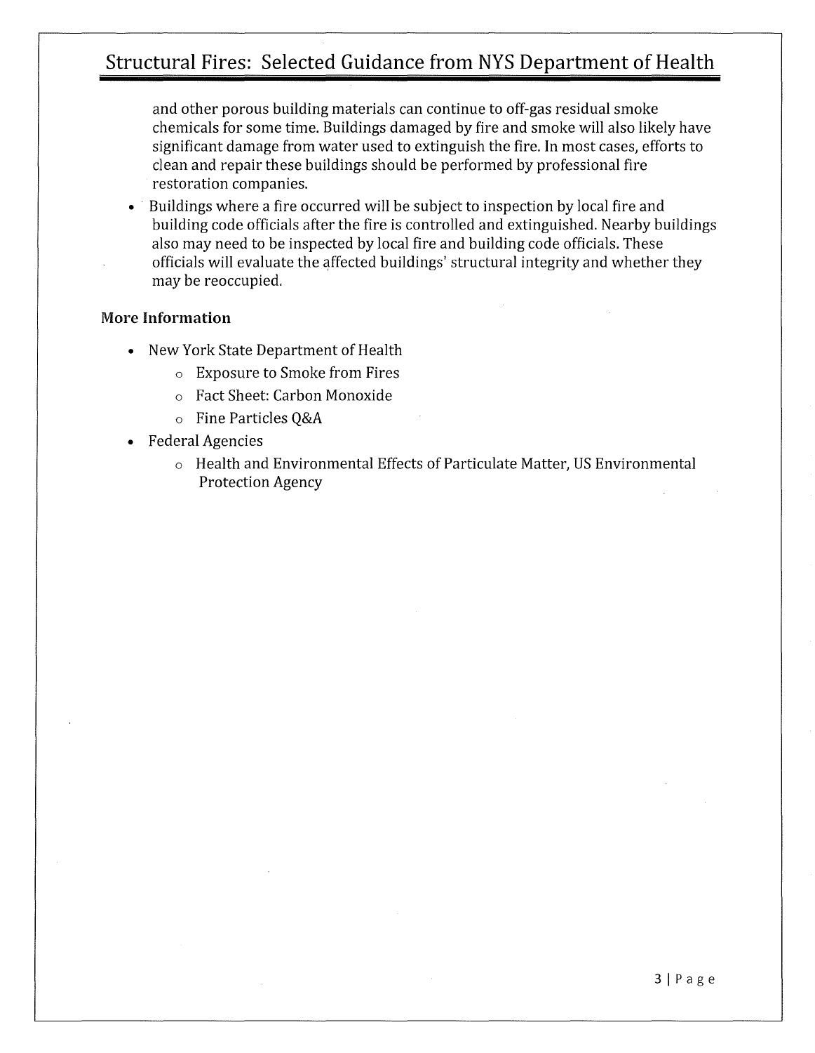and other porous building materials can continue to off-gas residual smoke chemicals for some time. Buildings damaged by fire and smoke will also likely have significant damage from water used to extinguish the fire. In most cases, efforts to clean and repair these buildings should be performed by professional fire restoration companies.

- Buildings where a fire occurred will be subject to inspection by local fire and building code officials after the fire is controlled and extinguished. Nearby buildings also may need to be inspected by local fire and building code officials. These officials will evaluate the affected buildings' structural integrity and whether they may be reoccupied.

**More Information**

- New York State Department of Health
  - Exposure to Smoke from Fires
  - Fact Sheet: Carbon Monoxide
  - Fine Particles Q&A
- Federal Agencies
  - Health and Environmental Effects of Particulate Matter, US Environmental Protection Agency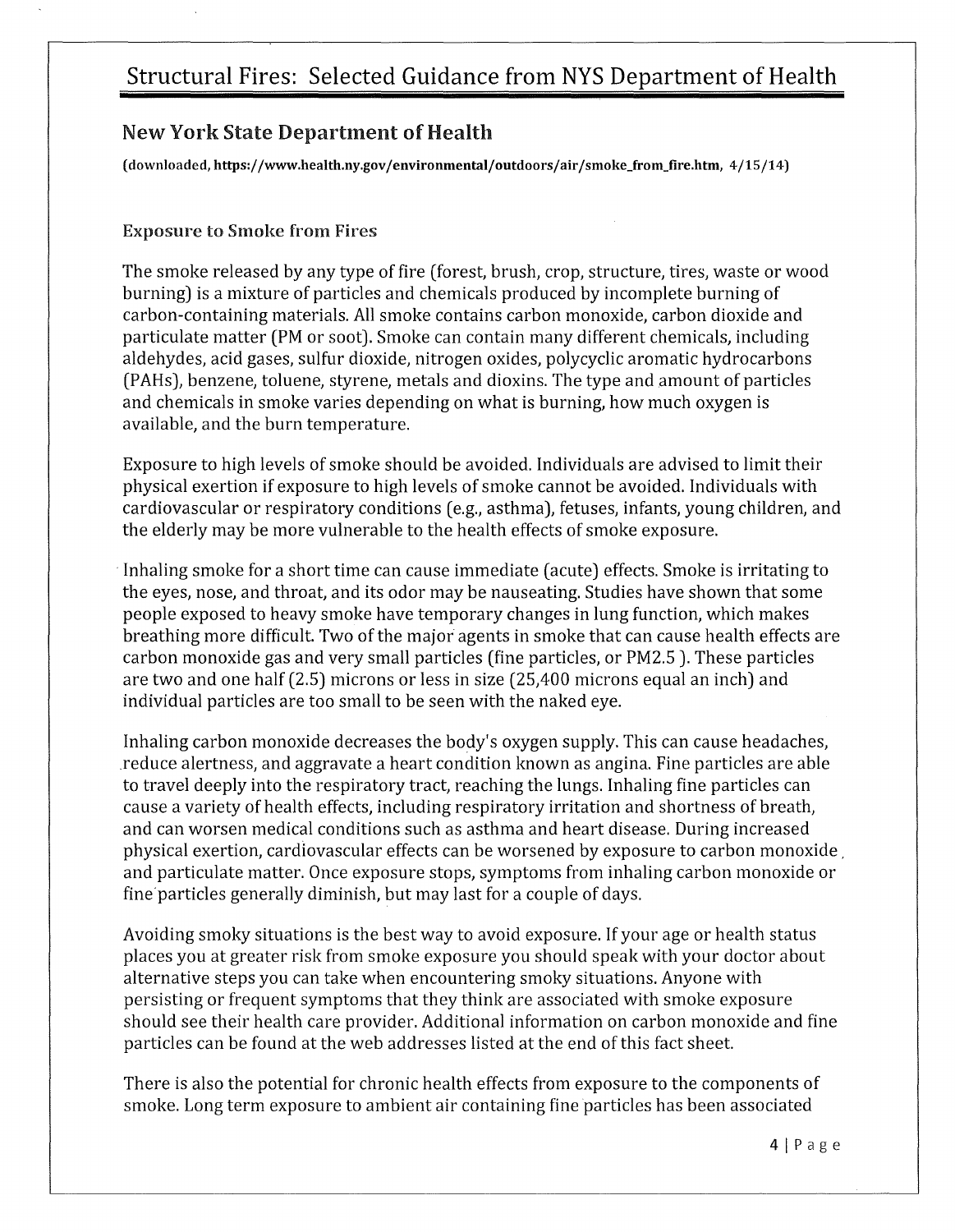# Structural Fires: Selected Guidance from NYS Department of Health

## New York State Department of Health

**(downloaded, https://www.health.ny.gov/environmental/outdoors/air/smoke_from_fire.htm, 4/15/14)**

### Exposure to Smoke from Fires

The smoke released by any type of fire (forest, brush, crop, structure, tires, waste or wood burning) is a mixture of particles and chemicals produced by incomplete burning of carbon-containing materials. All smoke contains carbon monoxide, carbon dioxide and particulate matter (PM or soot). Smoke can contain many different chemicals, including aldehydes, acid gases, sulfur dioxide, nitrogen oxides, polycyclic aromatic hydrocarbons (PAHs), benzene, toluene, styrene, metals and dioxins. The type and amount of particles and chemicals in smoke varies depending on what is burning, how much oxygen is available, and the burn temperature.

Exposure to high levels of smoke should be avoided. Individuals are advised to limit their physical exertion if exposure to high levels of smoke cannot be avoided. Individuals with cardiovascular or respiratory conditions (e.g., asthma), fetuses, infants, young children, and the elderly may be more vulnerable to the health effects of smoke exposure.

Inhaling smoke for a short time can cause immediate (acute) effects. Smoke is irritating to the eyes, nose, and throat, and its odor may be nauseating. Studies have shown that some people exposed to heavy smoke have temporary changes in lung function, which makes breathing more difficult. Two of the major agents in smoke that can cause health effects are carbon monoxide gas and very small particles (fine particles, or $PM_{2.5}$). These particles are two and one half (2.5) microns or less in size (25,400 microns equal an inch) and individual particles are too small to be seen with the naked eye.

Inhaling carbon monoxide decreases the body's oxygen supply. This can cause headaches, reduce alertness, and aggravate a heart condition known as angina. Fine particles are able to travel deeply into the respiratory tract, reaching the lungs. Inhaling fine particles can cause a variety of health effects, including respiratory irritation and shortness of breath, and can worsen medical conditions such as asthma and heart disease. During increased physical exertion, cardiovascular effects can be worsened by exposure to carbon monoxide and particulate matter. Once exposure stops, symptoms from inhaling carbon monoxide or fine particles generally diminish, but may last for a couple of days.

Avoiding smoky situations is the best way to avoid exposure. If your age or health status places you at greater risk from smoke exposure you should speak with your doctor about alternative steps you can take when encountering smoky situations. Anyone with persisting or frequent symptoms that they think are associated with smoke exposure should see their health care provider. Additional information on carbon monoxide and fine particles can be found at the web addresses listed at the end of this fact sheet.

There is also the potential for chronic health effects from exposure to the components of smoke. Long term exposure to ambient air containing fine particles has been associated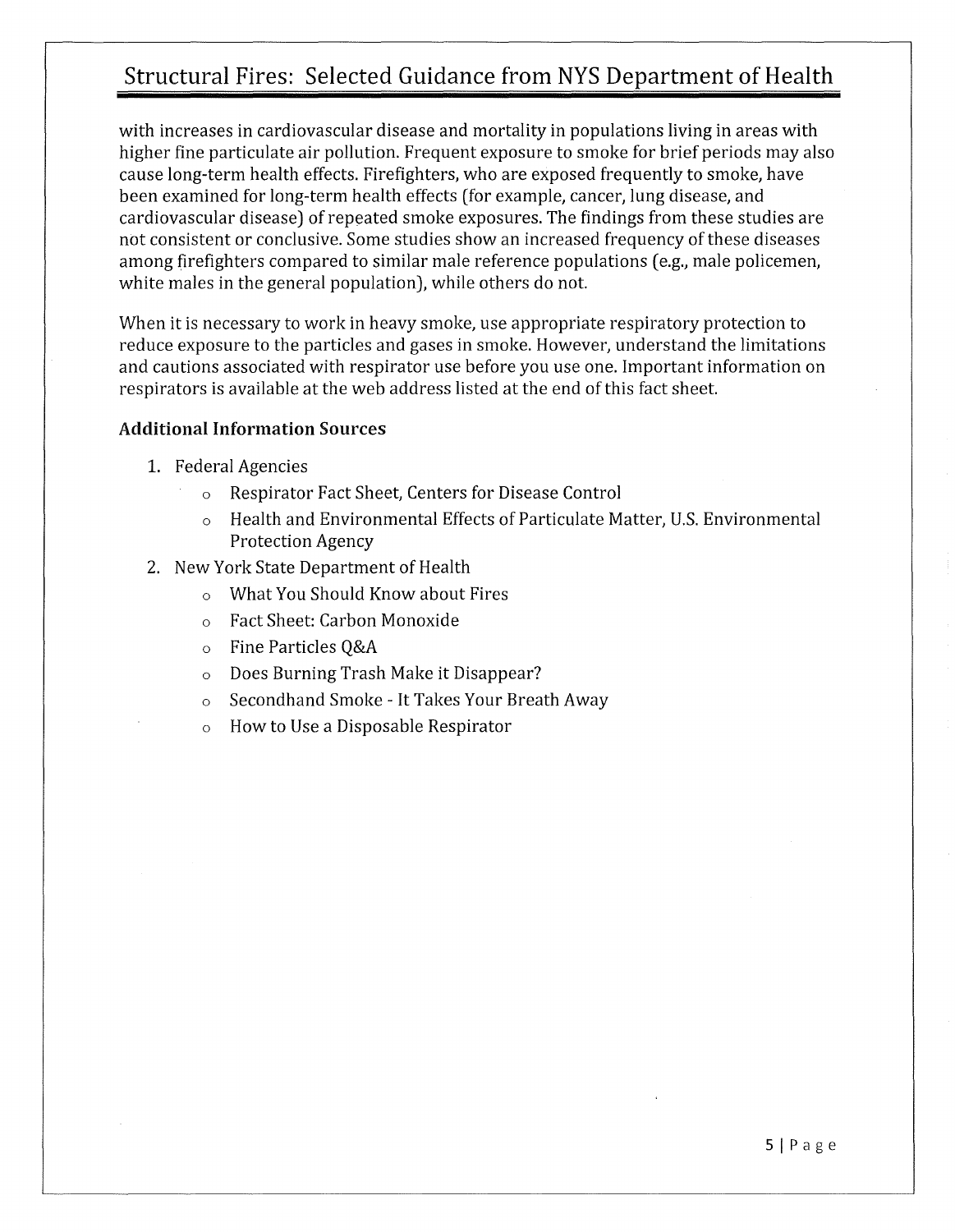with increases in cardiovascular disease and mortality in populations living in areas with higher fine particulate air pollution. Frequent exposure to smoke for brief periods may also cause long-term health effects. Firefighters, who are exposed frequently to smoke, have been examined for long-term health effects (for example, cancer, lung disease, and cardiovascular disease) of repeated smoke exposures. The findings from these studies are not consistent or conclusive. Some studies show an increased frequency of these diseases among firefighters compared to similar male reference populations (e.g., male policemen, white males in the general population), while others do not.

When it is necessary to work in heavy smoke, use appropriate respiratory protection to reduce exposure to the particles and gases in smoke. However, understand the limitations and cautions associated with respirator use before you use one. Important information on respirators is available at the web address listed at the end of this fact sheet.

### Additional Information Sources

1. Federal Agencies
   - Respirator Fact Sheet, Centers for Disease Control
   - Health and Environmental Effects of Particulate Matter, U.S. Environmental Protection Agency
2. New York State Department of Health
   - What You Should Know about Fires
   - Fact Sheet: Carbon Monoxide
   - Fine Particles Q&A
   - Does Burning Trash Make it Disappear?
   - Secondhand Smoke - It Takes Your Breath Away
   - How to Use a Disposable Respirator